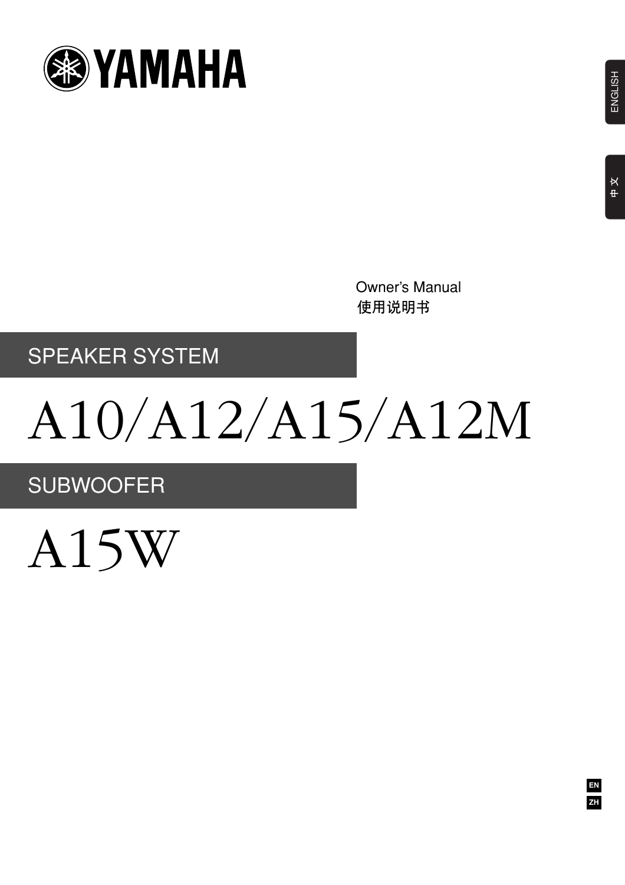YAMAHA

ENGLISH

中文

Owner's Manual

使用说明书

## SPEAKER SYSTEM

# A10/A12/A15/A12M

## SUBWOOFER

# A15W

EN

ZH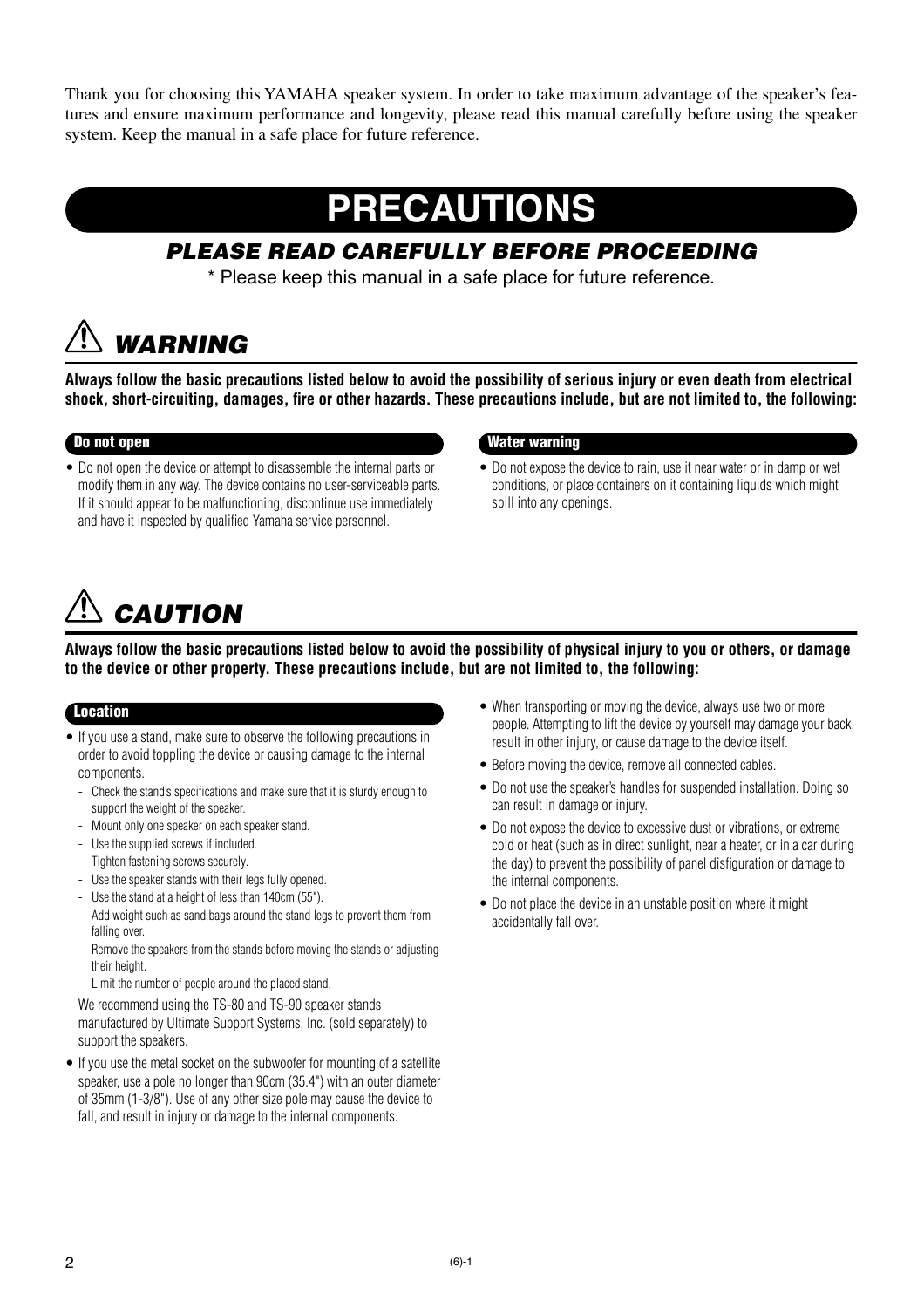Thank you for choosing this YAMAHA speaker system. In order to take maximum advantage of the speaker's features and ensure maximum performance and longevity, please read this manual carefully before using the speaker system. Keep the manual in a safe place for future reference.

# PRECAUTIONS

## *PLEASE READ CAREFULLY BEFORE PROCEEDING*

\* Please keep this manual in a safe place for future reference.

## ⚠ *WARNING*

**Always follow the basic precautions listed below to avoid the possibility of serious injury or even death from electrical shock, short-circuiting, damages, fire or other hazards. These precautions include, but are not limited to, the following:**

### Do not open

- Do not open the device or attempt to disassemble the internal parts or modify them in any way. The device contains no user-serviceable parts. If it should appear to be malfunctioning, discontinue use immediately and have it inspected by qualified Yamaha service personnel.

### Water warning

- Do not expose the device to rain, use it near water or in damp or wet conditions, or place containers on it containing liquids which might spill into any openings.

## ⚠ *CAUTION*

**Always follow the basic precautions listed below to avoid the possibility of physical injury to you or others, or damage to the device or other property. These precautions include, but are not limited to, the following:**

### Location

- If you use a stand, make sure to observe the following precautions in order to avoid toppling the device or causing damage to the internal components.
  - Check the stand's specifications and make sure that it is sturdy enough to support the weight of the speaker.
  - Mount only one speaker on each speaker stand.
  - Use the supplied screws if included.
  - Tighten fastening screws securely.
  - Use the speaker stands with their legs fully opened.
  - Use the stand at a height of less than 140cm (55").
  - Add weight such as sand bags around the stand legs to prevent them from falling over.
  - Remove the speakers from the stands before moving the stands or adjusting their height.
  - Limit the number of people around the placed stand.

  We recommend using the TS-80 and TS-90 speaker stands manufactured by Ultimate Support Systems, Inc. (sold separately) to support the speakers.
- If you use the metal socket on the subwoofer for mounting of a satellite speaker, use a pole no longer than 90cm (35.4") with an outer diameter of 35mm (1-3/8"). Use of any other size pole may cause the device to fall, and result in injury or damage to the internal components.
- When transporting or moving the device, always use two or more people. Attempting to lift the device by yourself may damage your back, result in other injury, or cause damage to the device itself.
- Before moving the device, remove all connected cables.
- Do not use the speaker's handles for suspended installation. Doing so can result in damage or injury.
- Do not expose the device to excessive dust or vibrations, or extreme cold or heat (such as in direct sunlight, near a heater, or in a car during the day) to prevent the possibility of panel disfiguration or damage to the internal components.
- Do not place the device in an unstable position where it might accidentally fall over.

(6)-1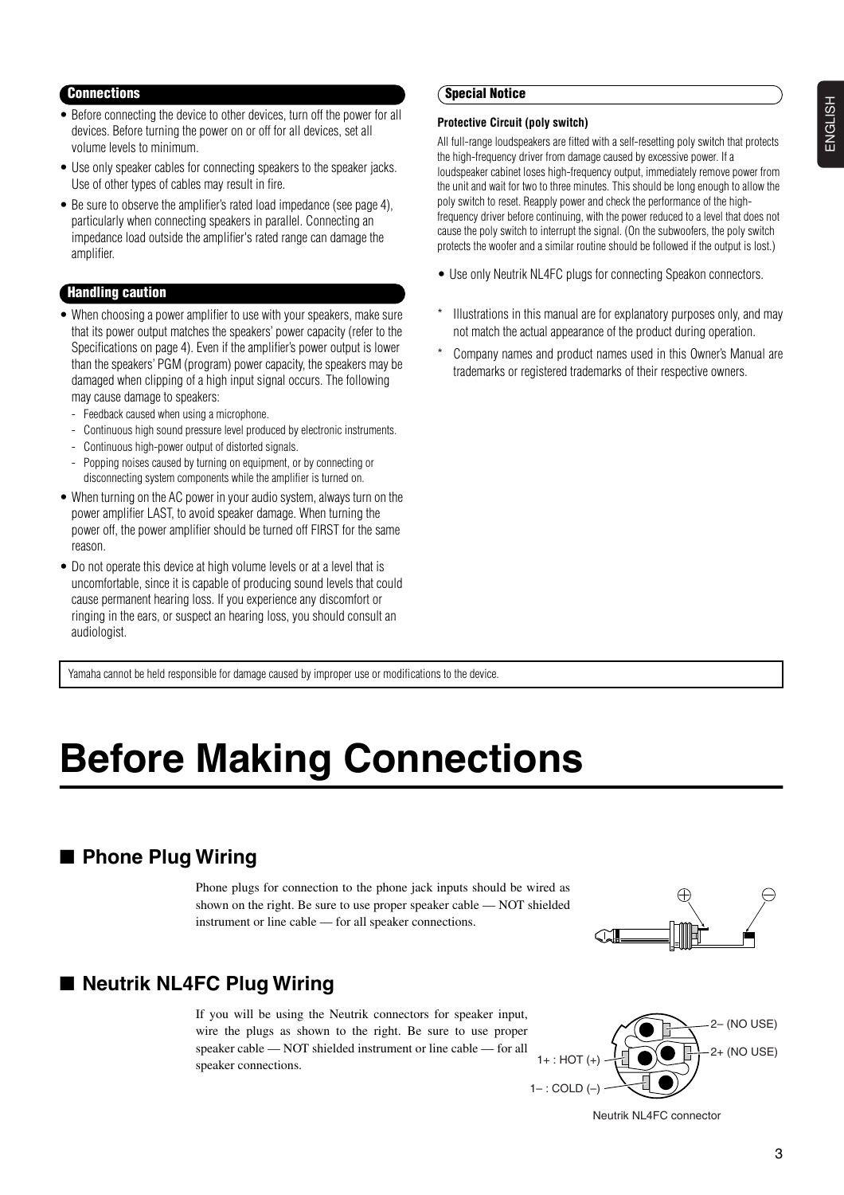### Connections

- Before connecting the device to other devices, turn off the power for all devices. Before turning the power on or off for all devices, set all volume levels to minimum.
- Use only speaker cables for connecting speakers to the speaker jacks. Use of other types of cables may result in fire.
- Be sure to observe the amplifier's rated load impedance (see page 4), particularly when connecting speakers in parallel. Connecting an impedance load outside the amplifier's rated range can damage the amplifier.

### Handling caution

- When choosing a power amplifier to use with your speakers, make sure that its power output matches the speakers' power capacity (refer to the Specifications on page 4). Even if the amplifier's power output is lower than the speakers' PGM (program) power capacity, the speakers may be damaged when clipping of a high input signal occurs. The following may cause damage to speakers:
  - Feedback caused when using a microphone.
  - Continuous high sound pressure level produced by electronic instruments.
  - Continuous high-power output of distorted signals.
  - Popping noises caused by turning on equipment, or by connecting or disconnecting system components while the amplifier is turned on.
- When turning on the AC power in your audio system, always turn on the power amplifier LAST, to avoid speaker damage. When turning the power off, the power amplifier should be turned off FIRST for the same reason.
- Do not operate this device at high volume levels or at a level that is uncomfortable, since it is capable of producing sound levels that could cause permanent hearing loss. If you experience any discomfort or ringing in the ears, or suspect an hearing loss, you should consult an audiologist.

### Special Notice

**Protective Circuit (poly switch)**

All full-range loudspeakers are fitted with a self-resetting poly switch that protects the high-frequency driver from damage caused by excessive power. If a loudspeaker cabinet loses high-frequency output, immediately remove power from the unit and wait for two to three minutes. This should be long enough to allow the poly switch to reset. Reapply power and check the performance of the high-frequency driver before continuing, with the power reduced to a level that does not cause the poly switch to interrupt the signal. (On the subwoofers, the poly switch protects the woofer and a similar routine should be followed if the output is lost.)

- Use only Neutrik NL4FC plugs for connecting Speakon connectors.

\* Illustrations in this manual are for explanatory purposes only, and may not match the actual appearance of the product during operation.

\* Company names and product names used in this Owner's Manual are trademarks or registered trademarks of their respective owners.

Yamaha cannot be held responsible for damage caused by improper use or modifications to the device.

# Before Making Connections

## ■ Phone Plug Wiring

Phone plugs for connection to the phone jack inputs should be wired as shown on the right. Be sure to use proper speaker cable — NOT shielded instrument or line cable — for all speaker connections.

⊕ ⊖

## ■ Neutrik NL4FC Plug Wiring

If you will be using the Neutrik connectors for speaker input, wire the plugs as shown to the right. Be sure to use proper speaker cable — NOT shielded instrument or line cable — for all speaker connections.

2– (NO USE)
2+ (NO USE)
1+ : HOT (+)
1– : COLD (–)

Neutrik NL4FC connector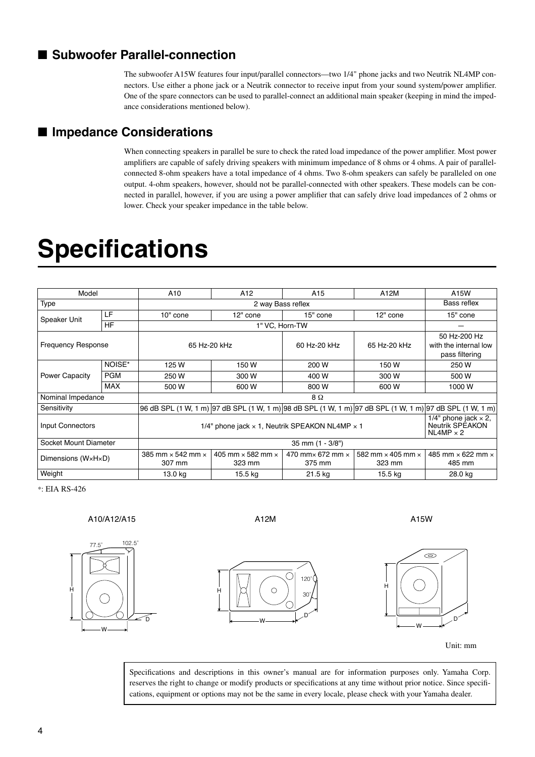## ■ Subwoofer Parallel-connection

The subwoofer A15W features four input/parallel connectors—two 1/4" phone jacks and two Neutrik NL4MP connectors. Use either a phone jack or a Neutrik connector to receive input from your sound system/power amplifier. One of the spare connectors can be used to parallel-connect an additional main speaker (keeping in mind the impedance considerations mentioned below).

## ■ Impedance Considerations

When connecting speakers in parallel be sure to check the rated load impedance of the power amplifier. Most power amplifiers are capable of safely driving speakers with minimum impedance of 8 ohms or 4 ohms. A pair of parallel-connected 8-ohm speakers have a total impedance of 4 ohms. Two 8-ohm speakers can safely be paralleled on one output. 4-ohm speakers, however, should not be parallel-connected with other speakers. These models can be connected in parallel, however, if you are using a power amplifier that can safely drive load impedances of 2 ohms or lower. Check your speaker impedance in the table below.

# Specifications

| Model | | A10 | A12 | A15 | A12M | A15W |
|---|---|---|---|---|---|---|
| Type | | 2 way Bass reflex | | | | Bass reflex |
| Speaker Unit | LF | 10" cone | 12" cone | 15" cone | 12" cone | 15" cone |
| | HF | 1" VC, Horn-TW | | | | — |
| Frequency Response | | 65 Hz-20 kHz | | 60 Hz-20 kHz | 65 Hz-20 kHz | 50 Hz-200 Hz with the internal low pass filtering |
| Power Capacity | NOISE* | 125 W | 150 W | 200 W | 150 W | 250 W |
| | PGM | 250 W | 300 W | 400 W | 300 W | 500 W |
| | MAX | 500 W | 600 W | 800 W | 600 W | 1000 W |
| Nominal Impedance | | 8 Ω | | | | |
| Sensitivity | | 96 dB SPL (1 W, 1 m) | 97 dB SPL (1 W, 1 m) | 98 dB SPL (1 W, 1 m) | 97 dB SPL (1 W, 1 m) | 97 dB SPL (1 W, 1 m) |
| Input Connectors | | 1/4" phone jack × 1, Neutrik SPEAKON NL4MP × 1 | | | | 1/4" phone jack × 2, Neutrik SPEAKON NL4MP × 2 |
| Socket Mount Diameter | | 35 mm (1 - 3/8") | | | | |
| Dimensions (W×H×D) | | 385 mm × 542 mm × 307 mm | 405 mm × 582 mm × 323 mm | 470 mm× 672 mm × 375 mm | 582 mm × 405 mm × 323 mm | 485 mm × 622 mm × 485 mm |
| Weight | | 13.0 kg | 15.5 kg | 21.5 kg | 15.5 kg | 28.0 kg |

*: EIA RS-426

A10/A12/A15 A12M A15W

Unit: mm

Specifications and descriptions in this owner's manual are for information purposes only. Yamaha Corp. reserves the right to change or modify products or specifications at any time without prior notice. Since specifications, equipment or options may not be the same in every locale, please check with your Yamaha dealer.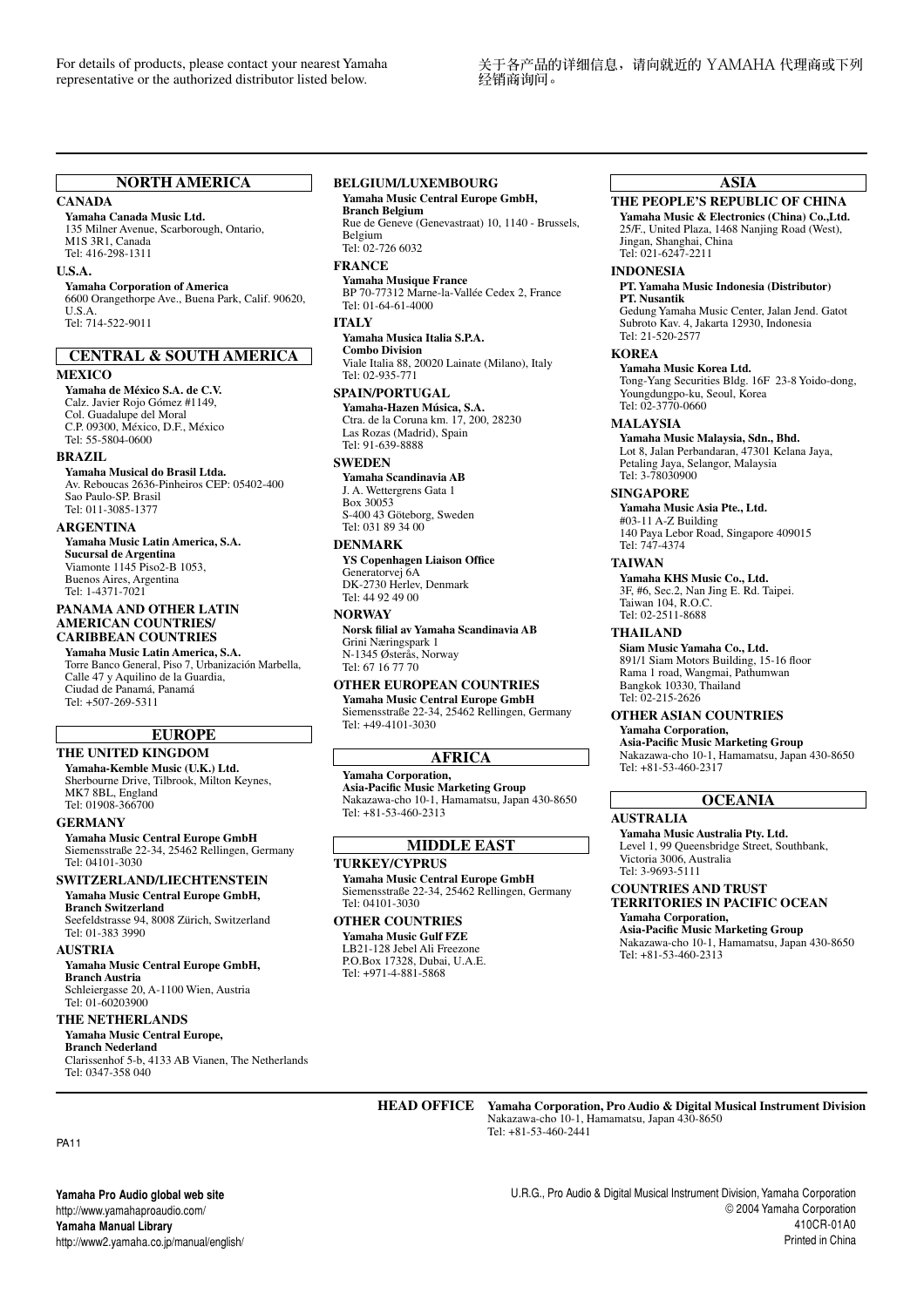For details of products, please contact your nearest Yamaha representative or the authorized distributor listed below.

关于各产品的详细信息，请向就近的 YAMAHA 代理商或下列经销商询问。

## NORTH AMERICA

### CANADA

**Yamaha Canada Music Ltd.**
135 Milner Avenue, Scarborough, Ontario, M1S 3R1, Canada
Tel: 416-298-1311

### U.S.A.

**Yamaha Corporation of America**
6600 Orangethorpe Ave., Buena Park, Calif. 90620, U.S.A.
Tel: 714-522-9011

## CENTRAL & SOUTH AMERICA

### MEXICO

**Yamaha de México S.A. de C.V.**
Calz. Javier Rojo Gómez #1149,
Col. Guadalupe del Moral
C.P. 09300, México, D.F., México
Tel: 55-5804-0600

### BRAZIL

**Yamaha Musical do Brasil Ltda.**
Av. Reboucas 2636-Pinheiros CEP: 05402-400
Sao Paulo-SP. Brasil
Tel: 011-3085-1377

### ARGENTINA

**Yamaha Music Latin America, S.A.**
**Sucursal de Argentina**
Viamonte 1145 Piso2-B 1053,
Buenos Aires, Argentina
Tel: 1-4371-7021

### PANAMA AND OTHER LATIN AMERICAN COUNTRIES/ CARIBBEAN COUNTRIES

**Yamaha Music Latin America, S.A.**
Torre Banco General, Piso 7, Urbanización Marbella, Calle 47 y Aquilino de la Guardia,
Ciudad de Panamá, Panamá
Tel: +507-269-5311

## EUROPE

### THE UNITED KINGDOM

**Yamaha-Kemble Music (U.K.) Ltd.**
Sherbourne Drive, Tilbrook, Milton Keynes, MK7 8BL, England
Tel: 01908-366700

### GERMANY

**Yamaha Music Central Europe GmbH**
Siemensstraße 22-34, 25462 Rellingen, Germany
Tel: 04101-3030

### SWITZERLAND/LIECHTENSTEIN

**Yamaha Music Central Europe GmbH, Branch Switzerland**
Seefeldstrasse 94, 8008 Zürich, Switzerland
Tel: 01-383 3990

### AUSTRIA

**Yamaha Music Central Europe GmbH, Branch Austria**
Schleiergasse 20, A-1100 Wien, Austria
Tel: 01-60203900

### THE NETHERLANDS

**Yamaha Music Central Europe, Branch Nederland**
Clarissenhof 5-b, 4133 AB Vianen, The Netherlands
Tel: 0347-358 040

### BELGIUM/LUXEMBOURG

**Yamaha Music Central Europe GmbH, Branch Belgium**
Rue de Geneve (Genevastraat) 10, 1140 - Brussels, Belgium
Tel: 02-726 6032

### FRANCE

**Yamaha Musique France**
BP 70-77312 Marne-la-Vallée Cedex 2, France
Tel: 01-64-61-4000

### ITALY

**Yamaha Musica Italia S.P.A.**
**Combo Division**
Viale Italia 88, 20020 Lainate (Milano), Italy
Tel: 02-935-771

### SPAIN/PORTUGAL

**Yamaha-Hazen Música, S.A.**
Ctra. de la Coruna km. 17, 200, 28230
Las Rozas (Madrid), Spain
Tel: 91-639-8888

### SWEDEN

**Yamaha Scandinavia AB**
J. A. Wettergrens Gata 1
Box 30053
S-400 43 Göteborg, Sweden
Tel: 031 89 34 00

### DENMARK

**YS Copenhagen Liaison Office**
Generatorvej 6A
DK-2730 Herlev, Denmark
Tel: 44 92 49 00

### NORWAY

**Norsk filial av Yamaha Scandinavia AB**
Grini Næringspark 1
N-1345 Østerås, Norway
Tel: 67 16 77 70

### OTHER EUROPEAN COUNTRIES

**Yamaha Music Central Europe GmbH**
Siemensstraße 22-34, 25462 Rellingen, Germany
Tel: +49-4101-3030

## AFRICA

**Yamaha Corporation, Asia-Pacific Music Marketing Group**
Nakazawa-cho 10-1, Hamamatsu, Japan 430-8650
Tel: +81-53-460-2313

## MIDDLE EAST

### TURKEY/CYPRUS

**Yamaha Music Central Europe GmbH**
Siemensstraße 22-34, 25462 Rellingen, Germany
Tel: 04101-3030

### OTHER COUNTRIES

**Yamaha Music Gulf FZE**
LB21-128 Jebel Ali Freezone
P.O.Box 17328, Dubai, U.A.E.
Tel: +971-4-881-5868

## ASIA

### THE PEOPLE'S REPUBLIC OF CHINA

**Yamaha Music & Electronics (China) Co.,Ltd.**
25/F., United Plaza, 1468 Nanjing Road (West), Jingan, Shanghai, China
Tel: 021-6247-2211

### INDONESIA

**PT. Yamaha Music Indonesia (Distributor) PT. Nusantik**
Gedung Yamaha Music Center, Jalan Jend. Gatot Subroto Kav. 4, Jakarta 12930, Indonesia
Tel: 21-520-2577

### KOREA

**Yamaha Music Korea Ltd.**
Tong-Yang Securities Bldg. 16F 23-8 Yoido-dong, Youngdungpo-ku, Seoul, Korea
Tel: 02-3770-0660

### MALAYSIA

**Yamaha Music Malaysia, Sdn., Bhd.**
Lot 8, Jalan Perbandaran, 47301 Kelana Jaya, Petaling Jaya, Selangor, Malaysia
Tel: 3-78030900

### SINGAPORE

**Yamaha Music Asia Pte., Ltd.**
#03-11 A-Z Building
140 Paya Lebor Road, Singapore 409015
Tel: 747-4374

### TAIWAN

**Yamaha KHS Music Co., Ltd.**
3F, #6, Sec.2, Nan Jing E. Rd. Taipei.
Taiwan 104, R.O.C.
Tel: 02-2511-8688

### THAILAND

**Siam Music Yamaha Co., Ltd.**
891/1 Siam Motors Building, 15-16 floor
Rama 1 road, Wangmai, Pathumwan
Bangkok 10330, Thailand
Tel: 02-215-2626

### OTHER ASIAN COUNTRIES

**Yamaha Corporation, Asia-Pacific Music Marketing Group**
Nakazawa-cho 10-1, Hamamatsu, Japan 430-8650
Tel: +81-53-460-2317

## OCEANIA

### AUSTRALIA

**Yamaha Music Australia Pty. Ltd.**
Level 1, 99 Queensbridge Street, Southbank, Victoria 3006, Australia
Tel: 3-9693-5111

### COUNTRIES AND TRUST TERRITORIES IN PACIFIC OCEAN

**Yamaha Corporation, Asia-Pacific Music Marketing Group**
Nakazawa-cho 10-1, Hamamatsu, Japan 430-8650
Tel: +81-53-460-2313

**HEAD OFFICE** **Yamaha Corporation, Pro Audio & Digital Musical Instrument Division**
Nakazawa-cho 10-1, Hamamatsu, Japan 430-8650
Tel: +81-53-460-2441

PA11

**Yamaha Pro Audio global web site**
http://www.yamahaproaudio.com/
**Yamaha Manual Library**
http://www2.yamaha.co.jp/manual/english/

U.R.G., Pro Audio & Digital Musical Instrument Division, Yamaha Corporation
© 2004 Yamaha Corporation
410CR-01A0
Printed in China